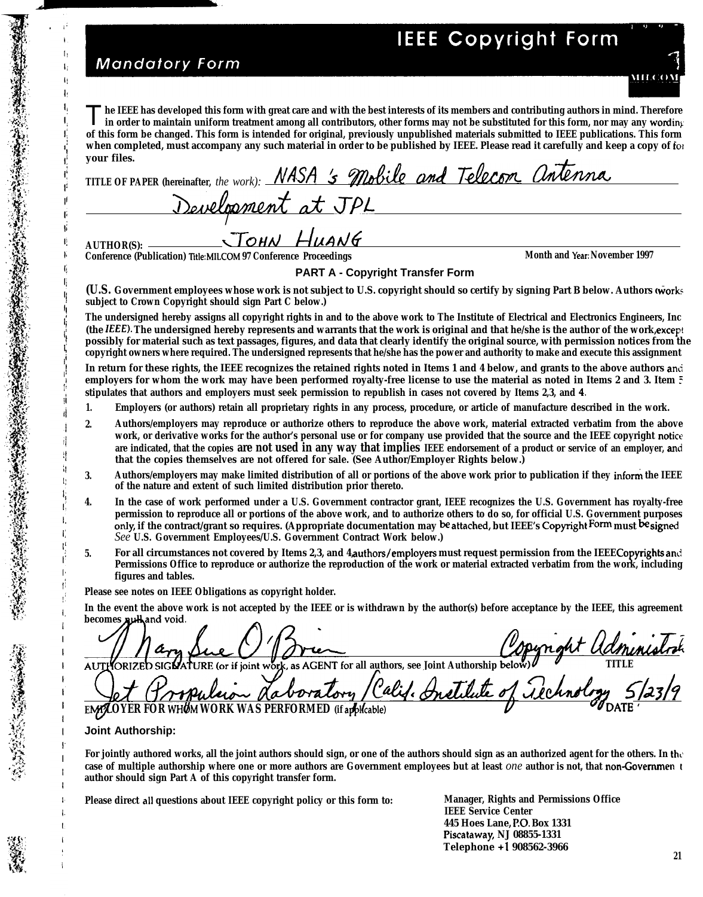# IEEE Copyright Form

*Mandatory Form*

**The IEEE has developed this form with great care and with the best interests of its members and contributing authors in mind. Therefore in order to maintain uniform treatment among all contributors, other forms may not be substituted for this form, nor may any wording of this form be changed. This form is intended for original, previously unpublished materials submitted to IEEE publications. This form when completed, must accompany any such material in order to be published by IEEE. Please read it carefully and keep a copy of for your files.**

**TITLE OF PAPER (hereinafter,** *the work*): NASA's Mobile and Telecom Antenna Development at JPL

**AUTHOR(S):** JOHN HUANG

**Conference (Publication) Title: MILCOM 97 Conference Proceedings** **Month and Year: November 1997**

## PART A - Copyright Transfer Form

**(U.S. Government employees whose work is not subject to U.S. copyright should so certify by signing Part B below. Authors works subject to Crown Copyright should sign Part C below.)**

**The undersigned hereby assigns all copyright rights in and to the above work to The Institute of Electrical and Electronics Engineers, Inc (the *IEEE*). The undersigned hereby represents and warrants that the work is original and that he/she is the author of the work, except possibly for material such as text passages, figures, and data that clearly identify the original source, with permission notices from the copyright owners where required. The undersigned represents that he/she has the power and authority to make and execute this assignment.**

**In return for these rights, the IEEE recognizes the retained rights noted in Items 1 and 4 below, and grants to the above authors and employers for whom the work may have been performed royalty-free license to use the material as noted in Items 2 and 3. Item 5 stipulates that authors and employers must seek permission to republish in cases not covered by Items 2,3, and 4.**

1. **Employers (or authors) retain all proprietary rights in any process, procedure, or article of manufacture described in the work.**
2. **Authors/employers may reproduce or authorize others to reproduce the above work, material extracted verbatim from the above work, or derivative works for the author's personal use or for company use provided that the source and the IEEE copyright notice are indicated, that the copies are not used in any way that implies IEEE endorsement of a product or service of an employer, and that the copies themselves are not offered for sale. (See Author/Employer Rights below.)**
3. **Authors/employers may make limited distribution of all or portions of the above work prior to publication if they inform the IEEE of the nature and extent of such limited distribution prior thereto.**
4. **In the case of work performed under a U.S. Government contractor grant, IEEE recognizes the U.S. Government has royalty-free permission to reproduce all or portions of the above work, and to authorize others to do so, for official U.S. Government purposes only, if the contract/grant so requires. (Appropriate documentation may be attached, but IEEE's Copyright Form must be signed *See* U.S. Government Employees/U.S. Government Contract Work below.)**
5. **For all circumstances not covered by Items 2,3, and 4, authors/employers must request permission from the IEEE Copyrights and Permissions Office to reproduce or authorize the reproduction of the work or material extracted verbatim from the work, including figures and tables.**

**Please see notes on IEEE Obligations as copyright holder.**

**In the event the above work is not accepted by the IEEE or is withdrawn by the author(s) before acceptance by the IEEE, this agreement becomes null and void.**

Mary Sue O'Brien — Copyright Administrator

AUTHORIZED SIGNATURE (or if joint work, as AGENT for all authors, see Joint Authorship below) — TITLE

Jet Propulsion Laboratory / Calif. Institute of Technology — 5/23/9

EMPLOYER FOR WHOM WORK WAS PERFORMED (if applicable) — DATE

**Joint Authorship:**

**For jointly authored works, all the joint authors should sign, or one of the authors should sign as an authorized agent for the others. In the case of multiple authorship where one or more authors are Government employees but at least *one* author is not, that non-Government author should sign Part A of this copyright transfer form.**

**Please direct all questions about IEEE copyright policy or this form to:**

**Manager, Rights and Permissions Office**
**IEEE Service Center**
**445 Hoes Lane, P.O. Box 1331**
**Piscataway, NJ 08855-1331**
**Telephone +1 908562-3966**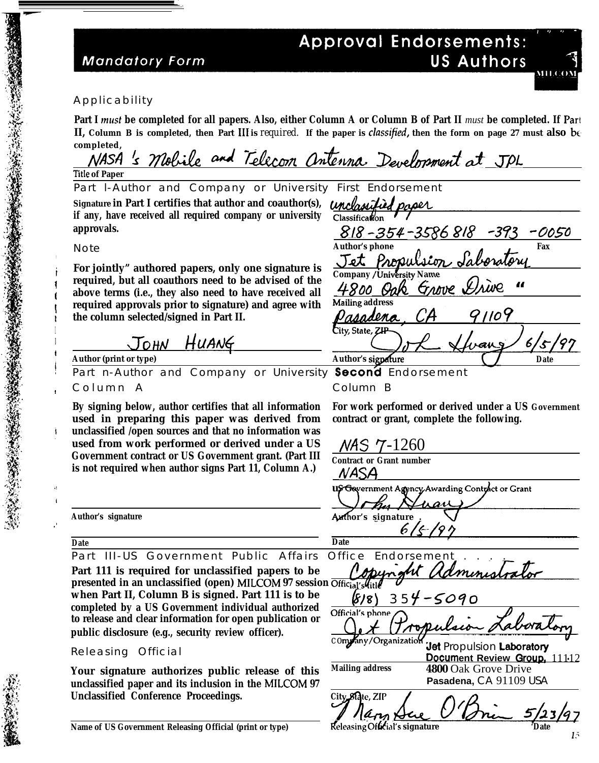# Approval Endorsements: US Authors

*Mandatory Form*

## Applicability

**Part I *must* be completed for all papers. Also, either Column A or Column B of Part II *must* be completed. If Part II, Column B is completed, then Part III is required. If the paper is *classified*, then the form on page 27 must also be completed,**

NASA's Mobile and Telecom Antenna Development at JPL

**Title of Paper**

## Part I-Author and Company or University First Endorsement

**Signature in Part I certifies that author and coauthor(s), if any, have received all required company or university approvals.**

### Note

**For jointly" authored papers, only one signature is required, but all coauthors need to be advised of the above terms (i.e., they also need to have received all required approvals prior to signature) and agree with the column selected/signed in Part II.**

unclassified paper

**Classification**

818-354-3586 818-393-0050

**Author's phone** **Fax**

Jet Propulsion Laboratory

**Company / University Name**

4800 Oak Grove Drive

**Mailing address**

Pasadena, CA 91109

**City, State, ZIP**

JOHN HUANG

**Author (print or type)**

John Huang 6/5/97

**Author's signature** **Date**

## Part II-Author and Company or University Second Endorsement

### Column A

**By signing below, author certifies that all information used in preparing this paper was derived from unclassified /open sources and that no information was used from work performed or derived under a US Government contract or US Government grant. (Part III is not required when author signs Part II, Column A.)**

**Author's signature**

**Date**

### Column B

**For work performed or derived under a US Government contract or grant, complete the following.**

NAS 7-1260

**Contract or Grant number**

NASA

**US Government Agency Awarding Contract or Grant**

John Huang

**Author's signature**

6/5/97

**Date**

## Part III-US Government Public Affairs Office Endorsement

**Part III is required for unclassified papers to be presented in an unclassified (open) MILCOM 97 session when Part II, Column B is signed. Part III is to be completed by a US Government individual authorized to release and clear information for open publication or public disclosure (e.g., security review officer).**

### Releasing Official

**Your signature authorizes public release of this unclassified paper and its inclusion in the MILCOM 97 Unclassified Conference Proceedings.**

Copyright Administrator

**Official's title**

(818) 354-5090

**Official's phone**

Jet Propulsion Laboratory

**Company/Organization**

Jet Propulsion Laboratory
Document Review Group, 111-12
4800 Oak Grove Drive
Pasadena, CA 91109 USA

**Mailing address**

**City, State, ZIP**

**Name of US Government Releasing Official (print or type)**

Mary Sue O'Brien 5/23/97

**Releasing Official's signature** **Date**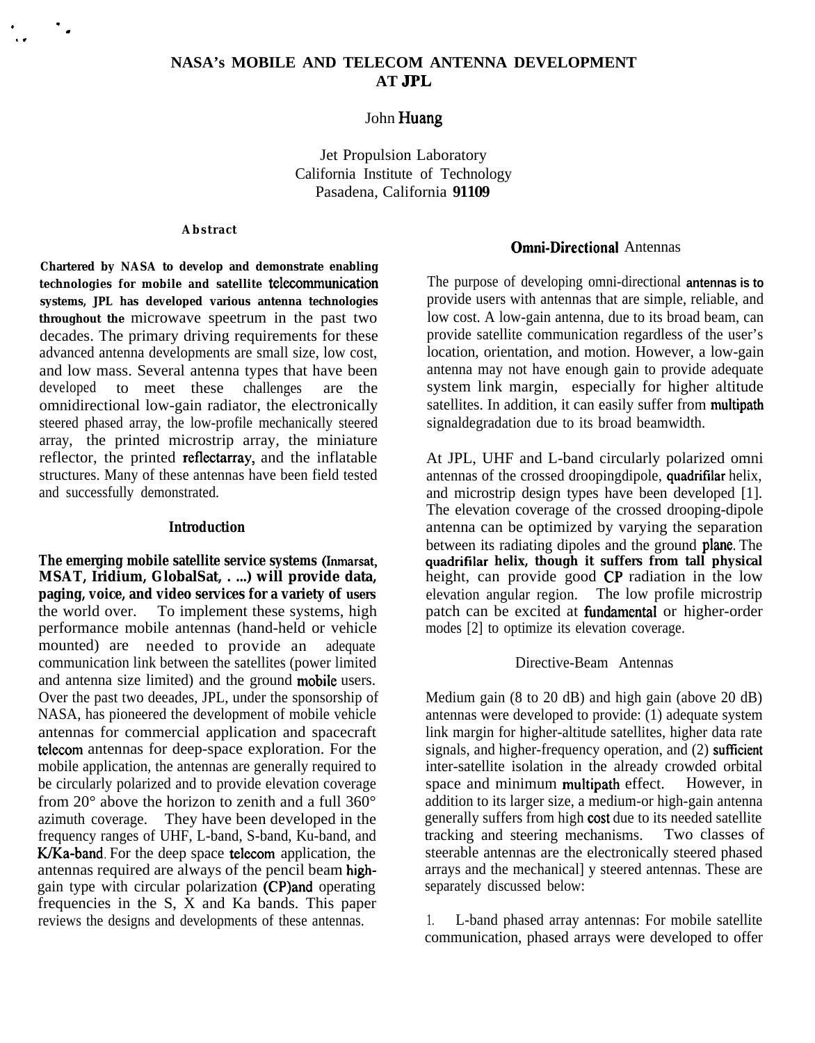# NASA's MOBILE AND TELECOM ANTENNA DEVELOPMENT AT JPL

John Huang

Jet Propulsion Laboratory
California Institute of Technology
Pasadena, California 91109

## Abstract

**Chartered by NASA to develop and demonstrate enabling technologies for mobile and satellite telecommunication systems, JPL has developed various antenna technologies throughout the** microwave speetrum in the past two decades. The primary driving requirements for these advanced antenna developments are small size, low cost, and low mass. Several antenna types that have been developed to meet these challenges are the omnidirectional low-gain radiator, the electronically steered phased array, the low-profile mechanically steered array, the printed microstrip array, the miniature reflector, the printed reflectarray, and the inflatable structures. Many of these antennas have been field tested and successfully demonstrated.

## Introduction

**The emerging mobile satellite service systems (Inmarsat, MSAT, Iridium, GlobalSat, . ...) will provide data, paging, voice, and video services for a variety of users** the world over. To implement these systems, high performance mobile antennas (hand-held or vehicle mounted) are needed to provide an adequate communication link between the satellites (power limited and antenna size limited) and the ground mobile users. Over the past two deeades, JPL, under the sponsorship of NASA, has pioneered the development of mobile vehicle antennas for commercial application and spacecraft telecom antennas for deep-space exploration. For the mobile application, the antennas are generally required to be circularly polarized and to provide elevation coverage from 20° above the horizon to zenith and a full 360° azimuth coverage. They have been developed in the frequency ranges of UHF, L-band, S-band, Ku-band, and K/Ka-band. For the deep space telecom application, the antennas required are always of the pencil beam high-gain type with circular polarization (CP)and operating frequencies in the S, X and Ka bands. This paper reviews the designs and developments of these antennas.

## Omni-Directional Antennas

The purpose of developing omni-directional antennas is to provide users with antennas that are simple, reliable, and low cost. A low-gain antenna, due to its broad beam, can provide satellite communication regardless of the user's location, orientation, and motion. However, a low-gain antenna may not have enough gain to provide adequate system link margin, especially for higher altitude satellites. In addition, it can easily suffer from multipath signaldegradation due to its broad beamwidth.

At JPL, UHF and L-band circularly polarized omni antennas of the crossed droopingdipole, quadrifilar helix, and microstrip design types have been developed [1]. The elevation coverage of the crossed drooping-dipole antenna can be optimized by varying the separation between its radiating dipoles and the ground plane. The **quadrifilar helix, though it suffers from tall physical** height, can provide good CP radiation in the low elevation angular region. The low profile microstrip patch can be excited at fundamental or higher-order modes [2] to optimize its elevation coverage.

## Directive-Beam Antennas

Medium gain (8 to 20 dB) and high gain (above 20 dB) antennas were developed to provide: (1) adequate system link margin for higher-altitude satellites, higher data rate signals, and higher-frequency operation, and (2) sufficient inter-satellite isolation in the already crowded orbital space and minimum multipath effect. However, in addition to its larger size, a medium-or high-gain antenna generally suffers from high cost due to its needed satellite tracking and steering mechanisms. Two classes of steerable antennas are the electronically steered phased arrays and the mechanical] y steered antennas. These are separately discussed below:

1. L-band phased array antennas: For mobile satellite communication, phased arrays were developed to offer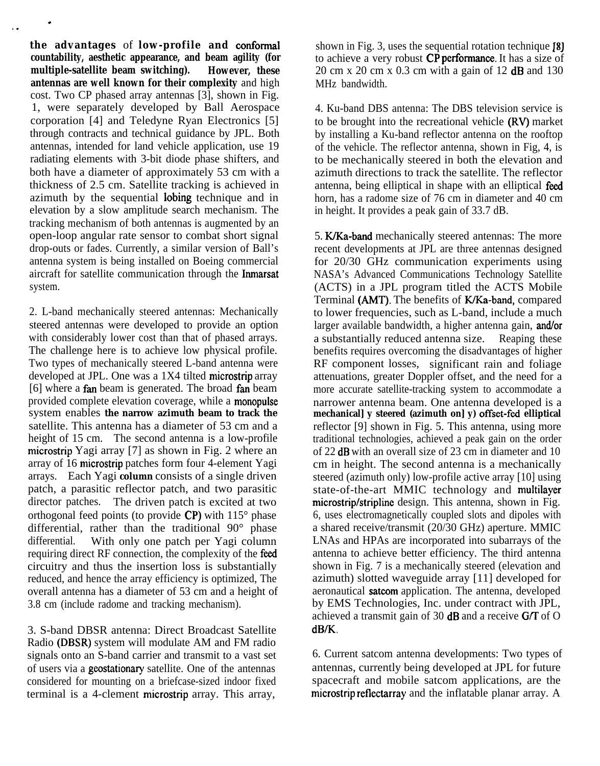the advantages of low-profile and conformal countability, aesthetic appearance, and beam agility (for multiple-satellite beam switching). However, these antennas are well known for their complexity and high cost. Two CP phased array antennas [3], shown in Fig. 1, were separately developed by Ball Aerospace corporation [4] and Teledyne Ryan Electronics [5] through contracts and technical guidance by JPL. Both antennas, intended for land vehicle application, use 19 radiating elements with 3-bit diode phase shifters, and both have a diameter of approximately 53 cm with a thickness of 2.5 cm. Satellite tracking is achieved in azimuth by the sequential lobing technique and in elevation by a slow amplitude search mechanism. The tracking mechanism of both antennas is augmented by an open-loop angular rate sensor to combat short signal drop-outs or fades. Currently, a similar version of Ball's antenna system is being installed on Boeing commercial aircraft for satellite communication through the Inmarsat system.

2. L-band mechanically steered antennas: Mechanically steered antennas were developed to provide an option with considerably lower cost than that of phased arrays. The challenge here is to achieve low physical profile. Two types of mechanically steered L-band antenna were developed at JPL. One was a 1X4 tilted microstrip array [6] where a fan beam is generated. The broad fan beam provided complete elevation coverage, while a monopulse system enables the narrow azimuth beam to track the satellite. This antenna has a diameter of 53 cm and a height of 15 cm. The second antenna is a low-profile microstrip Yagi array [7] as shown in Fig. 2 where an array of 16 microstrip patches form four 4-element Yagi arrays. Each Yagi column consists of a single driven patch, a parasitic reflector patch, and two parasitic director patches. The driven patch is excited at two orthogonal feed points (to provide CP) with 115° phase differential, rather than the traditional 90° phase differential. With only one patch per Yagi column requiring direct RF connection, the complexity of the feed circuitry and thus the insertion loss is substantially reduced, and hence the array efficiency is optimized, The overall antenna has a diameter of 53 cm and a height of 3.8 cm (include radome and tracking mechanism).

3. S-band DBSR antenna: Direct Broadcast Satellite Radio (DBSR) system will modulate AM and FM radio signals onto an S-band carrier and transmit to a vast set of users via a geostationary satellite. One of the antennas considered for mounting on a briefcase-sized indoor fixed terminal is a 4-clement microstrip array. This array, shown in Fig. 3, uses the sequential rotation technique [8] to achieve a very robust CP performance. It has a size of 20 cm x 20 cm x 0.3 cm with a gain of 12 dB and 130 MHz bandwidth.

4. Ku-band DBS antenna: The DBS television service is to be brought into the recreational vehicle (RV) market by installing a Ku-band reflector antenna on the rooftop of the vehicle. The reflector antenna, shown in Fig, 4, is to be mechanically steered in both the elevation and azimuth directions to track the satellite. The reflector antenna, being elliptical in shape with an elliptical feed horn, has a radome size of 76 cm in diameter and 40 cm in height. It provides a peak gain of 33.7 dB.

5. K/Ka-band mechanically steered antennas: The more recent developments at JPL are three antennas designed for 20/30 GHz communication experiments using NASA's Advanced Communications Technology Satellite (ACTS) in a JPL program titled the ACTS Mobile Terminal (AMT). The benefits of K/Ka-band, compared to lower frequencies, such as L-band, include a much larger available bandwidth, a higher antenna gain, and/or a substantially reduced antenna size. Reaping these benefits requires overcoming the disadvantages of higher RF component losses, significant rain and foliage attenuations, greater Doppler offset, and the need for a more accurate satellite-tracking system to accommodate a narrower antenna beam. One antenna developed is a mechanicall y steered (azimuth onl y) offset-fed elliptical reflector [9] shown in Fig. 5. This antenna, using more traditional technologies, achieved a peak gain on the order of 22 dB with an overall size of 23 cm in diameter and 10 cm in height. The second antenna is a mechanically steered (azimuth only) low-profile active array [10] using state-of-the-art MMIC technology and multilayer microstrip/stripline design. This antenna, shown in Fig. 6, uses electromagnetically coupled slots and dipoles with a shared receive/transmit (20/30 GHz) aperture. MMIC LNAs and HPAs are incorporated into subarrays of the antenna to achieve better efficiency. The third antenna shown in Fig. 7 is a mechanically steered (elevation and azimuth) slotted waveguide array [11] developed for aeronautical satcom application. The antenna, developed by EMS Technologies, Inc. under contract with JPL, achieved a transmit gain of 30 dB and a receive G/T of O dB/K.

6. Current satcom antenna developments: Two types of antennas, currently being developed at JPL for future spacecraft and mobile satcom applications, are the microstrip reflectarray and the inflatable planar array. A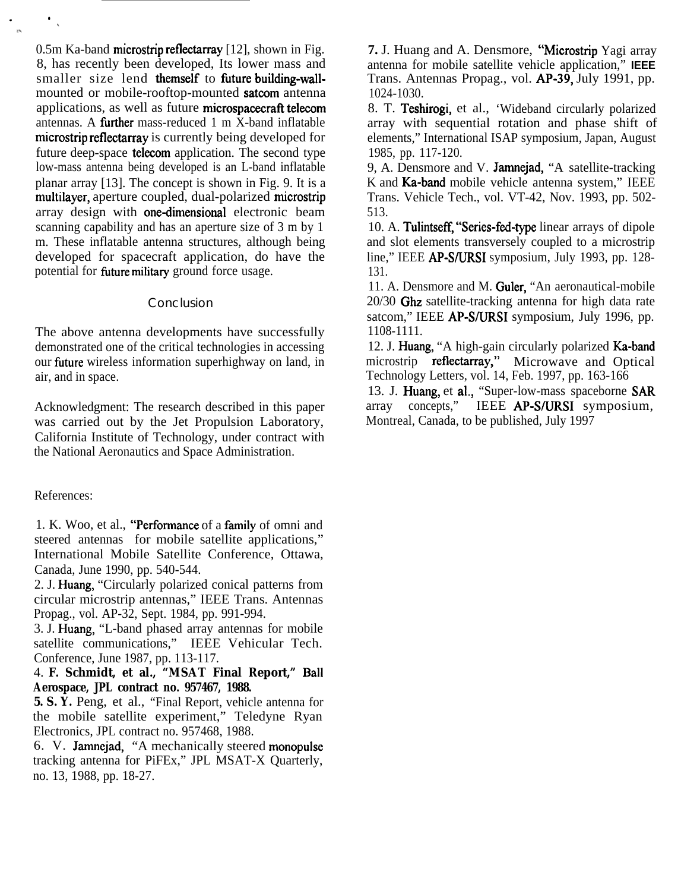0.5m Ka-band microstrip reflectarray [12], shown in Fig. 8, has recently been developed, Its lower mass and smaller size lend themself to future building-wall-mounted or mobile-rooftop-mounted satcom antenna applications, as well as future microspacecraft telecom antennas. A further mass-reduced 1 m X-band inflatable microstrip reflectarray is currently being developed for future deep-space telecom application. The second type low-mass antenna being developed is an L-band inflatable planar array [13]. The concept is shown in Fig. 9. It is a multilayer, aperture coupled, dual-polarized microstrip array design with one-dimensional electronic beam scanning capability and has an aperture size of 3 m by 1 m. These inflatable antenna structures, although being developed for spacecraft application, do have the potential for future military ground force usage.

## Conclusion

The above antenna developments have successfully demonstrated one of the critical technologies in accessing our future wireless information superhighway on land, in air, and in space.

Acknowledgment: The research described in this paper was carried out by the Jet Propulsion Laboratory, California Institute of Technology, under contract with the National Aeronautics and Space Administration.

References:

1. K. Woo, et al., "Performance of a family of omni and steered antennas for mobile satellite applications," International Mobile Satellite Conference, Ottawa, Canada, June 1990, pp. 540-544.
2. J. Huang, "Circularly polarized conical patterns from circular microstrip antennas," IEEE Trans. Antennas Propag., vol. AP-32, Sept. 1984, pp. 991-994.
3. J. Huang, "L-band phased array antennas for mobile satellite communications," IEEE Vehicular Tech. Conference, June 1987, pp. 113-117.
4. **F. Schmidt, et al., "MSAT Final Report," Ball Aerospace, JPL contract no. 957467, 1988.**
5. **S. Y.** Peng, et al., "Final Report, vehicle antenna for the mobile satellite experiment," Teledyne Ryan Electronics, JPL contract no. 957468, 1988.
6. V. Jamnejad, "A mechanically steered monopulse tracking antenna for PiFEx," JPL MSAT-X Quarterly, no. 13, 1988, pp. 18-27.
7. J. Huang and A. Densmore, "Microstrip Yagi array antenna for mobile satellite vehicle application," IEEE Trans. Antennas Propag., vol. AP-39, July 1991, pp. 1024-1030.
8. T. Teshirogi, et al., 'Wideband circularly polarized array with sequential rotation and phase shift of elements," International ISAP symposium, Japan, August 1985, pp. 117-120.
9. A. Densmore and V. Jamnejad, "A satellite-tracking K and Ka-band mobile vehicle antenna system," IEEE Trans. Vehicle Tech., vol. VT-42, Nov. 1993, pp. 502-513.
10. A. Tulintseff, "Series-fed-type linear arrays of dipole and slot elements transversely coupled to a microstrip line," IEEE AP-S/URSI symposium, July 1993, pp. 128-131.
11. A. Densmore and M. Guler, "An aeronautical-mobile 20/30 Ghz satellite-tracking antenna for high data rate satcom," IEEE AP-S/URSI symposium, July 1996, pp. 1108-1111.
12. J. Huang, "A high-gain circularly polarized Ka-band microstrip reflectarray," Microwave and Optical Technology Letters, vol. 14, Feb. 1997, pp. 163-166
13. J. Huang, et al., "Super-low-mass spaceborne SAR array concepts," IEEE AP-S/URSI symposium, Montreal, Canada, to be published, July 1997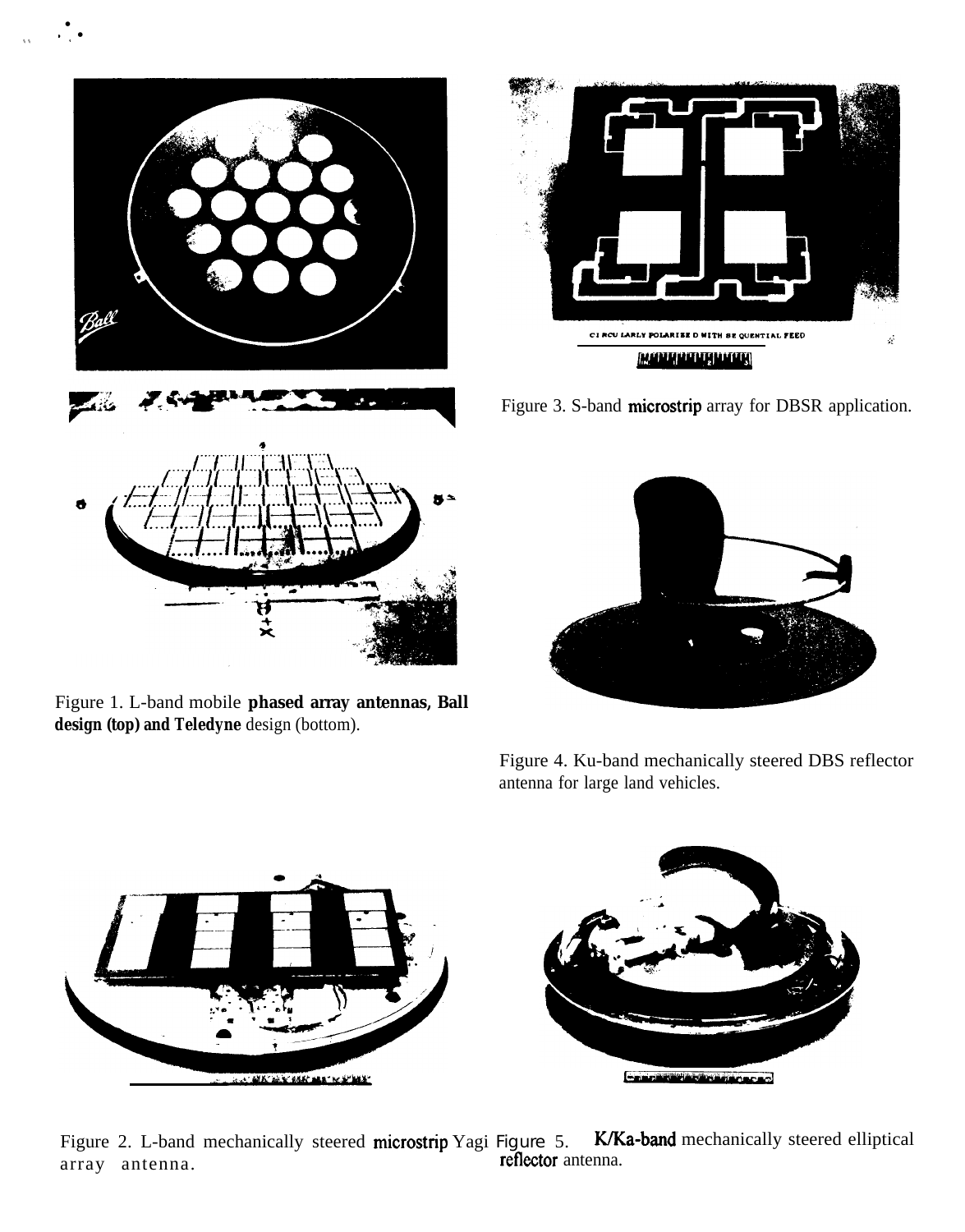Figure 3. S-band microstrip array for DBSR application.

Figure 1. L-band mobile phased array antennas, Ball design (top) and Teledyne design (bottom).

Figure 4. Ku-band mechanically steered DBS reflector antenna for large land vehicles.

Figure 2. L-band mechanically steered microstrip Yagi array antenna.

Figure 5. K/Ka-band mechanically steered elliptical reflector antenna.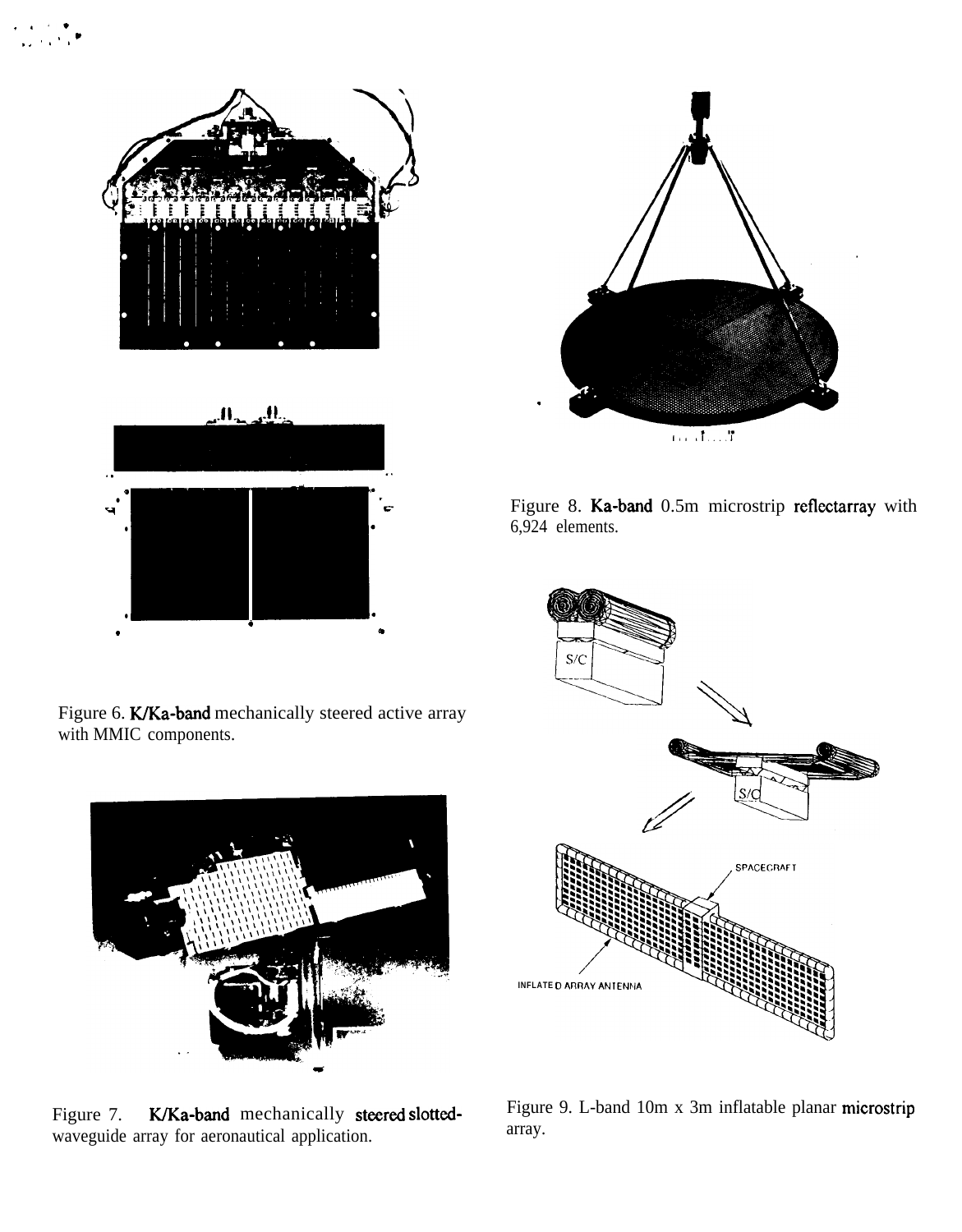Figure 6. K/Ka-band mechanically steered active array with MMIC components.

Figure 7. K/Ka-band mechanically steered slotted-waveguide array for aeronautical application.

Figure 8. Ka-band 0.5m microstrip reflectarray with 6,924 elements.

S/C

S/C

SPACECRAFT

INFLATED ARRAY ANTENNA

Figure 9. L-band 10m x 3m inflatable planar microstrip array.